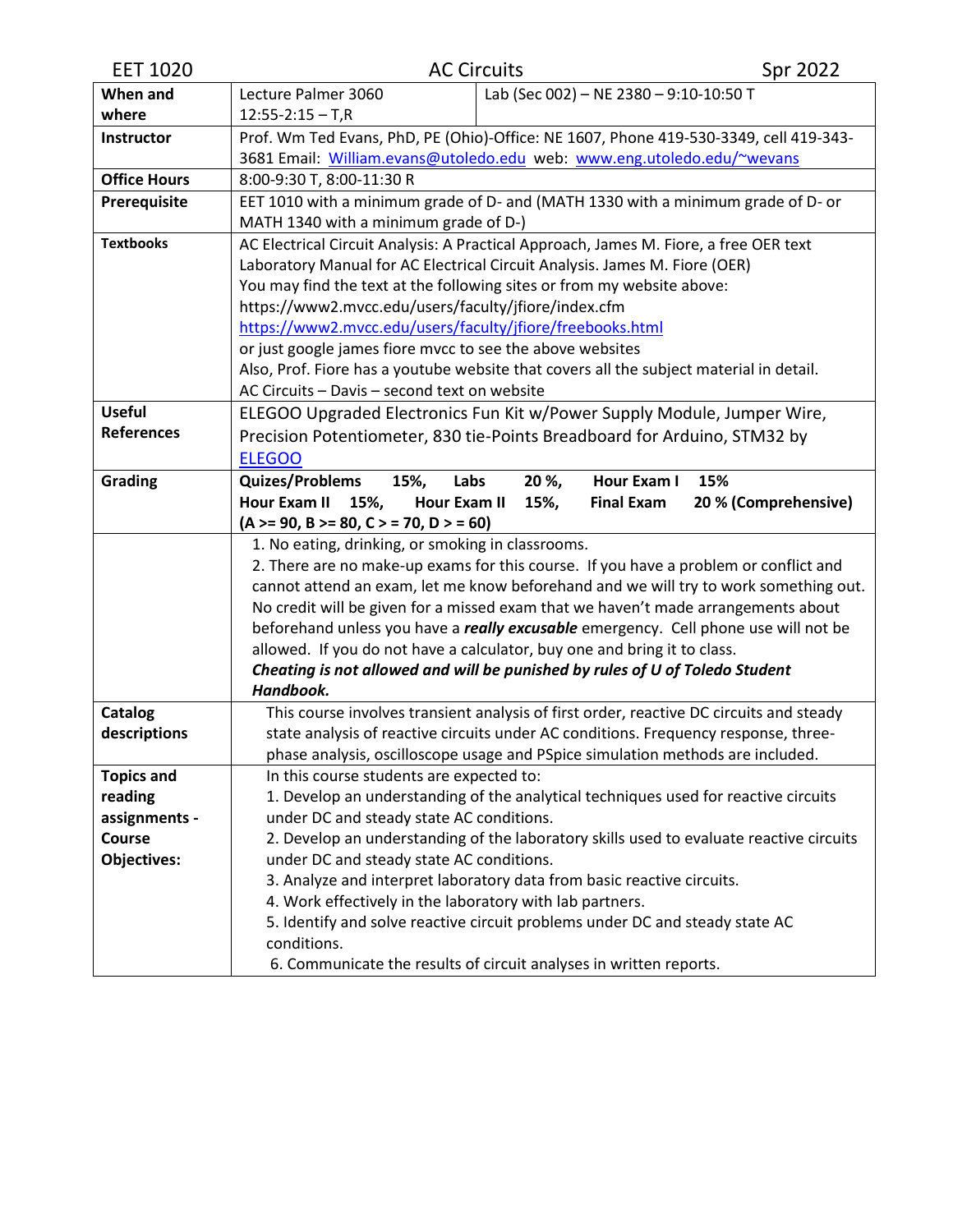| EET 1020 | AC Circuits | Spr 2022 |
|---|---|---|

| | | |
|---|---|---|
| **When and where** | Lecture Palmer 3060 12:55-2:15 – T,R | Lab (Sec 002) – NE 2380 – 9:10-10:50 T |
| **Instructor** | Prof. Wm Ted Evans, PhD, PE (Ohio)-Office: NE 1607, Phone 419-530-3349, cell 419-343-3681 Email: William.evans@utoledo.edu web: www.eng.utoledo.edu/~wevans | |
| **Office Hours** | 8:00-9:30 T, 8:00-11:30 R | |
| **Prerequisite** | EET 1010 with a minimum grade of D- and (MATH 1330 with a minimum grade of D- or MATH 1340 with a minimum grade of D-) | |
| **Textbooks** | AC Electrical Circuit Analysis: A Practical Approach, James M. Fiore, a free OER text<br>Laboratory Manual for AC Electrical Circuit Analysis. James M. Fiore (OER)<br>You may find the text at the following sites or from my website above:<br>https://www2.mvcc.edu/users/faculty/jfiore/index.cfm<br>https://www2.mvcc.edu/users/faculty/jfiore/freebooks.html<br>or just google james fiore mvcc to see the above websites<br>Also, Prof. Fiore has a youtube website that covers all the subject material in detail.<br>AC Circuits – Davis – second text on website | |
| **Useful References** | ELEGOO Upgraded Electronics Fun Kit w/Power Supply Module, Jumper Wire, Precision Potentiometer, 830 tie-Points Breadboard for Arduino, STM32 by ELEGOO | |
| **Grading** | **Quizes/Problems 15%, Labs 20 %, Hour Exam I 15%**<br>**Hour Exam II 15%, Hour Exam II 15%, Final Exam 20 % (Comprehensive)**<br>**(A >= 90, B >= 80, C > = 70, D > = 60)** | |
| | 1. No eating, drinking, or smoking in classrooms.<br>2. There are no make-up exams for this course. If you have a problem or conflict and cannot attend an exam, let me know beforehand and we will try to work something out. No credit will be given for a missed exam that we haven't made arrangements about beforehand unless you have a ***really excusable*** emergency. Cell phone use will not be allowed. If you do not have a calculator, buy one and bring it to class.<br>***Cheating is not allowed and will be punished by rules of U of Toledo Student Handbook.*** | |
| **Catalog descriptions** | This course involves transient analysis of first order, reactive DC circuits and steady state analysis of reactive circuits under AC conditions. Frequency response, three-phase analysis, oscilloscope usage and PSpice simulation methods are included. | |
| **Topics and reading assignments - Course Objectives:** | In this course students are expected to:<br>1. Develop an understanding of the analytical techniques used for reactive circuits under DC and steady state AC conditions.<br>2. Develop an understanding of the laboratory skills used to evaluate reactive circuits under DC and steady state AC conditions.<br>3. Analyze and interpret laboratory data from basic reactive circuits.<br>4. Work effectively in the laboratory with lab partners.<br>5. Identify and solve reactive circuit problems under DC and steady state AC conditions.<br>6. Communicate the results of circuit analyses in written reports. | |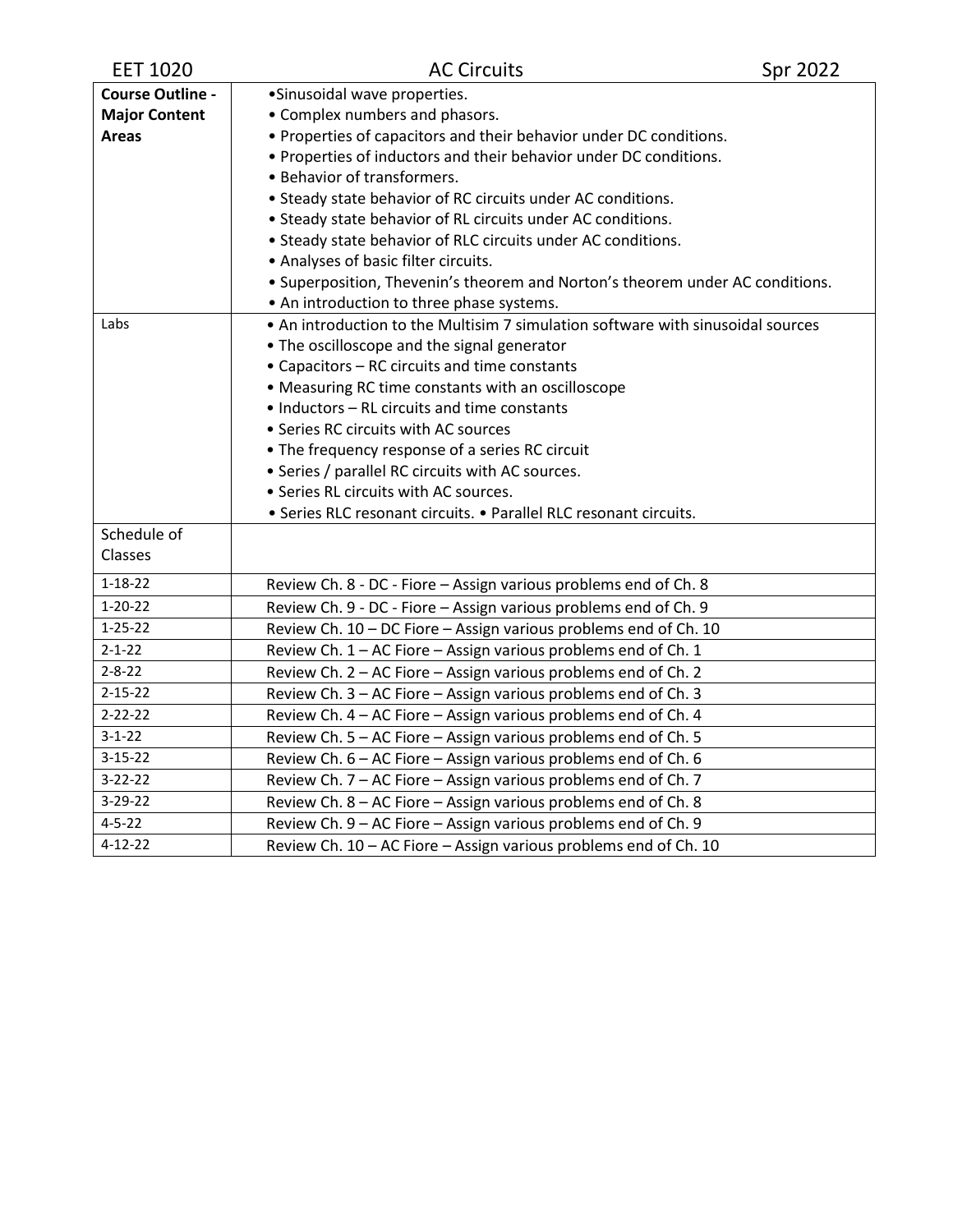| EET 1020 | AC Circuits | Spr 2022 |
| --- | --- | --- |

| | |
| --- | --- |
| **Course Outline - Major Content Areas** | •Sinusoidal wave properties.<br>• Complex numbers and phasors.<br>• Properties of capacitors and their behavior under DC conditions.<br>• Properties of inductors and their behavior under DC conditions.<br>• Behavior of transformers.<br>• Steady state behavior of RC circuits under AC conditions.<br>• Steady state behavior of RL circuits under AC conditions.<br>• Steady state behavior of RLC circuits under AC conditions.<br>• Analyses of basic filter circuits.<br>• Superposition, Thevenin's theorem and Norton's theorem under AC conditions.<br>• An introduction to three phase systems. |
| Labs | • An introduction to the Multisim 7 simulation software with sinusoidal sources<br>• The oscilloscope and the signal generator<br>• Capacitors – RC circuits and time constants<br>• Measuring RC time constants with an oscilloscope<br>• Inductors – RL circuits and time constants<br>• Series RC circuits with AC sources<br>• The frequency response of a series RC circuit<br>• Series / parallel RC circuits with AC sources.<br>• Series RL circuits with AC sources.<br>• Series RLC resonant circuits. • Parallel RLC resonant circuits. |
| Schedule of Classes | |
| 1-18-22 | Review Ch. 8 - DC - Fiore – Assign various problems end of Ch. 8 |
| 1-20-22 | Review Ch. 9 - DC - Fiore – Assign various problems end of Ch. 9 |
| 1-25-22 | Review Ch. 10 – DC Fiore – Assign various problems end of Ch. 10 |
| 2-1-22 | Review Ch. 1 – AC Fiore – Assign various problems end of Ch. 1 |
| 2-8-22 | Review Ch. 2 – AC Fiore – Assign various problems end of Ch. 2 |
| 2-15-22 | Review Ch. 3 – AC Fiore – Assign various problems end of Ch. 3 |
| 2-22-22 | Review Ch. 4 – AC Fiore – Assign various problems end of Ch. 4 |
| 3-1-22 | Review Ch. 5 – AC Fiore – Assign various problems end of Ch. 5 |
| 3-15-22 | Review Ch. 6 – AC Fiore – Assign various problems end of Ch. 6 |
| 3-22-22 | Review Ch. 7 – AC Fiore – Assign various problems end of Ch. 7 |
| 3-29-22 | Review Ch. 8 – AC Fiore – Assign various problems end of Ch. 8 |
| 4-5-22 | Review Ch. 9 – AC Fiore – Assign various problems end of Ch. 9 |
| 4-12-22 | Review Ch. 10 – AC Fiore – Assign various problems end of Ch. 10 |